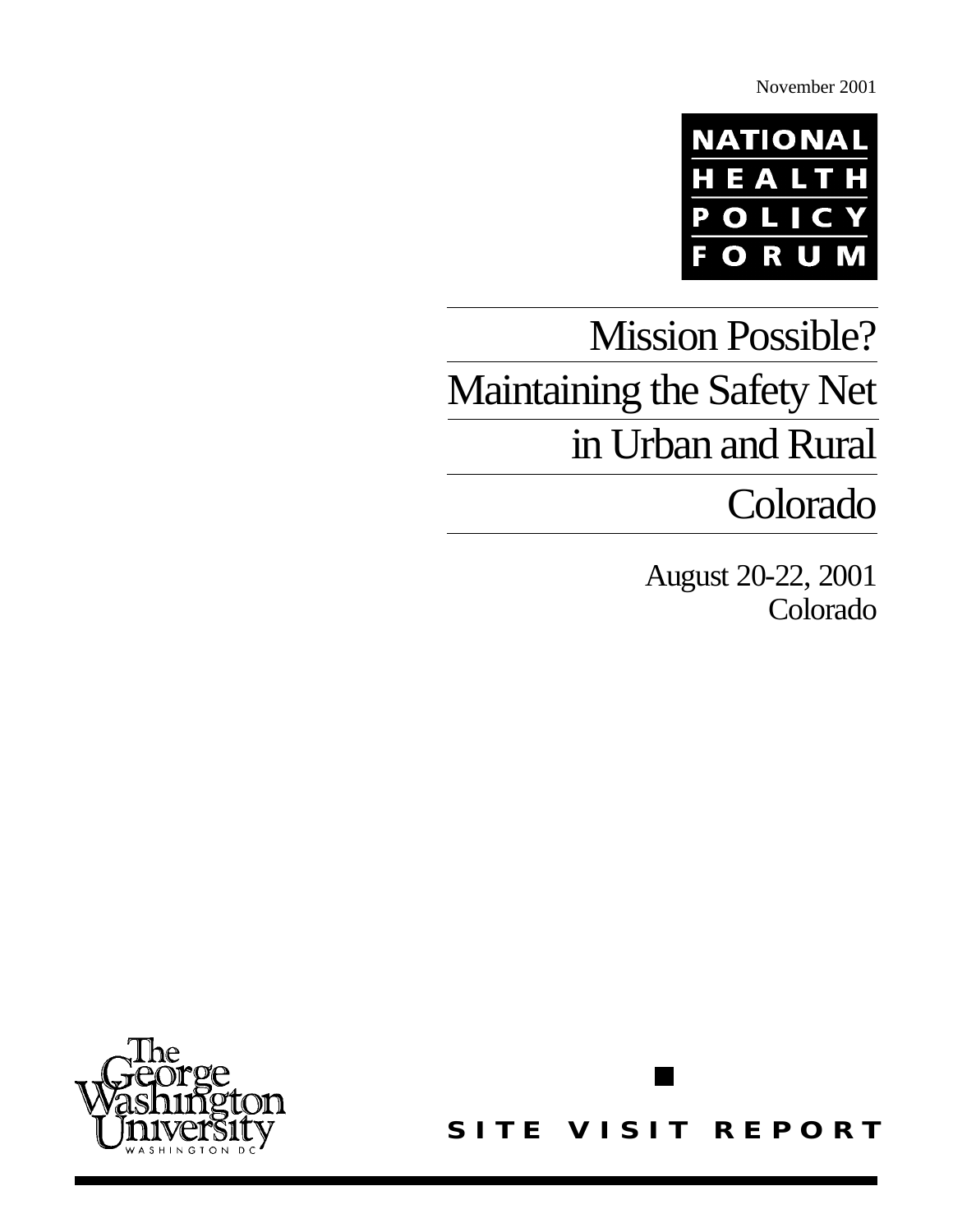November 2001

NATIONAL HEALTH POLICY FORUM

# Mission Possible? Maintaining the Safety Net in Urban and Rural Colorado

August 20-22, 2001
Colorado

The George Washington University
WASHINGTON DC

**SITE VISIT REPORT**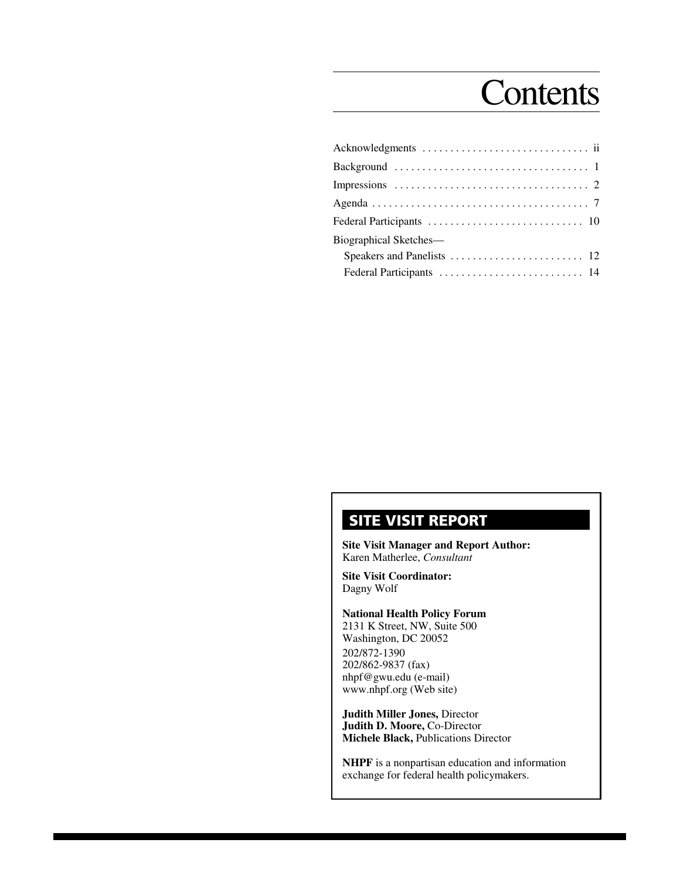# Contents

Acknowledgments .............................. ii

Background ................................... 1

Impressions .................................. 2

Agenda ....................................... 7

Federal Participants ........................ 10

Biographical Sketches—

Speakers and Panelists ...................... 12

Federal Participants ........................ 14

## SITE VISIT REPORT

**Site Visit Manager and Report Author:**
Karen Matherlee, *Consultant*

**Site Visit Coordinator:**
Dagny Wolf

**National Health Policy Forum**
2131 K Street, NW, Suite 500
Washington, DC 20052
202/872-1390
202/862-9837 (fax)
nhpf@gwu.edu (e-mail)
www.nhpf.org (Web site)

**Judith Miller Jones,** Director
**Judith D. Moore,** Co-Director
**Michele Black,** Publications Director

**NHPF** is a nonpartisan education and information exchange for federal health policymakers.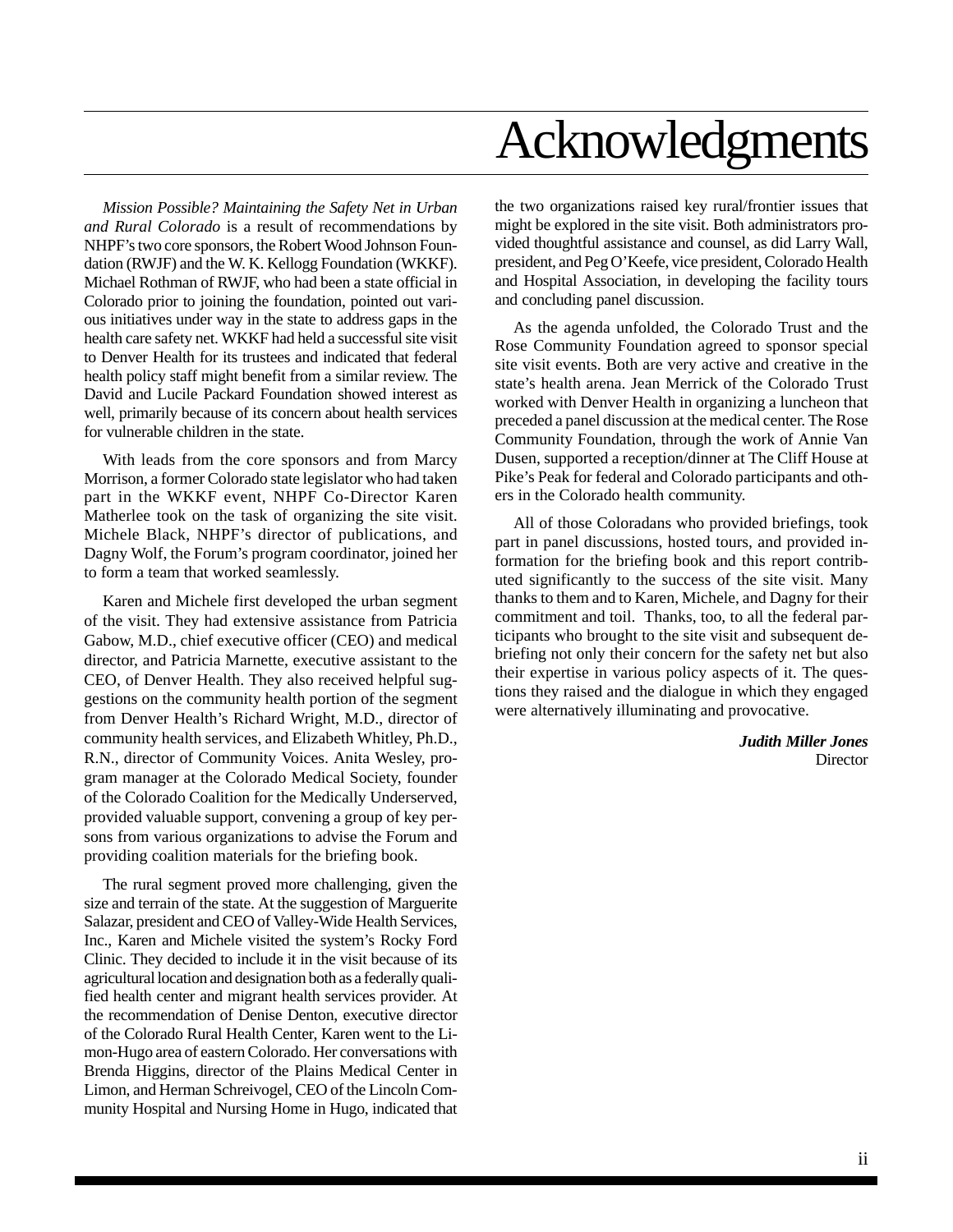# Acknowledgments

*Mission Possible? Maintaining the Safety Net in Urban and Rural Colorado* is a result of recommendations by NHPF's two core sponsors, the Robert Wood Johnson Foundation (RWJF) and the W. K. Kellogg Foundation (WKKF). Michael Rothman of RWJF, who had been a state official in Colorado prior to joining the foundation, pointed out various initiatives under way in the state to address gaps in the health care safety net. WKKF had held a successful site visit to Denver Health for its trustees and indicated that federal health policy staff might benefit from a similar review. The David and Lucile Packard Foundation showed interest as well, primarily because of its concern about health services for vulnerable children in the state.

With leads from the core sponsors and from Marcy Morrison, a former Colorado state legislator who had taken part in the WKKF event, NHPF Co-Director Karen Matherlee took on the task of organizing the site visit. Michele Black, NHPF's director of publications, and Dagny Wolf, the Forum's program coordinator, joined her to form a team that worked seamlessly.

Karen and Michele first developed the urban segment of the visit. They had extensive assistance from Patricia Gabow, M.D., chief executive officer (CEO) and medical director, and Patricia Marnette, executive assistant to the CEO, of Denver Health. They also received helpful suggestions on the community health portion of the segment from Denver Health's Richard Wright, M.D., director of community health services, and Elizabeth Whitley, Ph.D., R.N., director of Community Voices. Anita Wesley, program manager at the Colorado Medical Society, founder of the Colorado Coalition for the Medically Underserved, provided valuable support, convening a group of key persons from various organizations to advise the Forum and providing coalition materials for the briefing book.

The rural segment proved more challenging, given the size and terrain of the state. At the suggestion of Marguerite Salazar, president and CEO of Valley-Wide Health Services, Inc., Karen and Michele visited the system's Rocky Ford Clinic. They decided to include it in the visit because of its agricultural location and designation both as a federally qualified health center and migrant health services provider. At the recommendation of Denise Denton, executive director of the Colorado Rural Health Center, Karen went to the Limon-Hugo area of eastern Colorado. Her conversations with Brenda Higgins, director of the Plains Medical Center in Limon, and Herman Schreivogel, CEO of the Lincoln Community Hospital and Nursing Home in Hugo, indicated that the two organizations raised key rural/frontier issues that might be explored in the site visit. Both administrators provided thoughtful assistance and counsel, as did Larry Wall, president, and Peg O'Keefe, vice president, Colorado Health and Hospital Association, in developing the facility tours and concluding panel discussion.

As the agenda unfolded, the Colorado Trust and the Rose Community Foundation agreed to sponsor special site visit events. Both are very active and creative in the state's health arena. Jean Merrick of the Colorado Trust worked with Denver Health in organizing a luncheon that preceded a panel discussion at the medical center. The Rose Community Foundation, through the work of Annie Van Dusen, supported a reception/dinner at The Cliff House at Pike's Peak for federal and Colorado participants and others in the Colorado health community.

All of those Coloradans who provided briefings, took part in panel discussions, hosted tours, and provided information for the briefing book and this report contributed significantly to the success of the site visit. Many thanks to them and to Karen, Michele, and Dagny for their commitment and toil. Thanks, too, to all the federal participants who brought to the site visit and subsequent debriefing not only their concern for the safety net but also their expertise in various policy aspects of it. The questions they raised and the dialogue in which they engaged were alternatively illuminating and provocative.

***Judith Miller Jones***
Director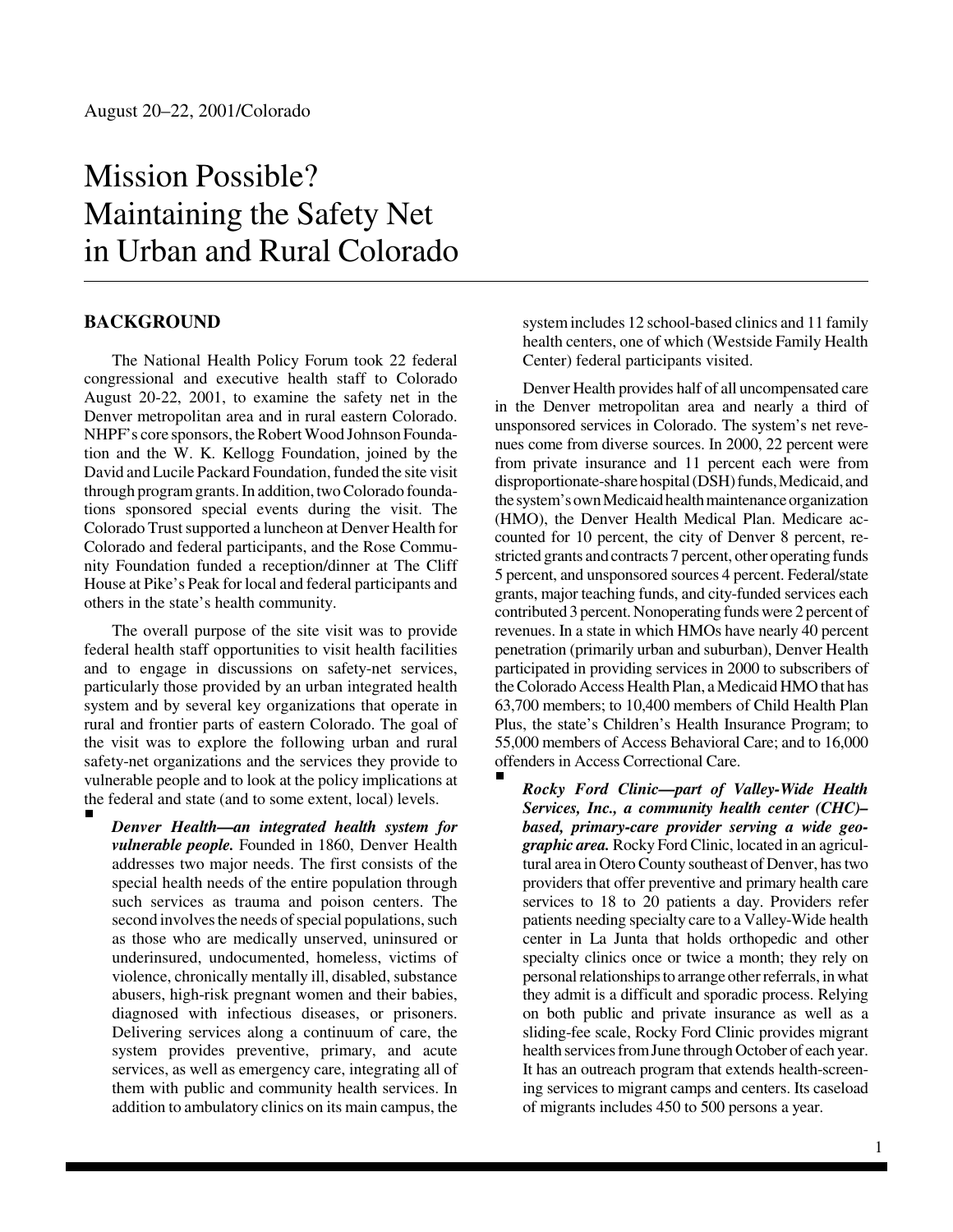August 20–22, 2001/Colorado

# Mission Possible? Maintaining the Safety Net in Urban and Rural Colorado

## BACKGROUND

The National Health Policy Forum took 22 federal congressional and executive health staff to Colorado August 20-22, 2001, to examine the safety net in the Denver metropolitan area and in rural eastern Colorado. NHPF's core sponsors, the Robert Wood Johnson Foundation and the W. K. Kellogg Foundation, joined by the David and Lucile Packard Foundation, funded the site visit through program grants. In addition, two Colorado foundations sponsored special events during the visit. The Colorado Trust supported a luncheon at Denver Health for Colorado and federal participants, and the Rose Community Foundation funded a reception/dinner at The Cliff House at Pike's Peak for local and federal participants and others in the state's health community.

The overall purpose of the site visit was to provide federal health staff opportunities to visit health facilities and to engage in discussions on safety-net services, particularly those provided by an urban integrated health system and by several key organizations that operate in rural and frontier parts of eastern Colorado. The goal of the visit was to explore the following urban and rural safety-net organizations and the services they provide to vulnerable people and to look at the policy implications at the federal and state (and to some extent, local) levels.

- ***Denver Health—an integrated health system for vulnerable people.*** Founded in 1860, Denver Health addresses two major needs. The first consists of the special health needs of the entire population through such services as trauma and poison centers. The second involves the needs of special populations, such as those who are medically unserved, uninsured or underinsured, undocumented, homeless, victims of violence, chronically mentally ill, disabled, substance abusers, high-risk pregnant women and their babies, diagnosed with infectious diseases, or prisoners. Delivering services along a continuum of care, the system provides preventive, primary, and acute services, as well as emergency care, integrating all of them with public and community health services. In addition to ambulatory clinics on its main campus, the system includes 12 school-based clinics and 11 family health centers, one of which (Westside Family Health Center) federal participants visited.

Denver Health provides half of all uncompensated care in the Denver metropolitan area and nearly a third of unsponsored services in Colorado. The system's net revenues come from diverse sources. In 2000, 22 percent were from private insurance and 11 percent each were from disproportionate-share hospital (DSH) funds, Medicaid, and the system's own Medicaid health maintenance organization (HMO), the Denver Health Medical Plan. Medicare accounted for 10 percent, the city of Denver 8 percent, restricted grants and contracts 7 percent, other operating funds 5 percent, and unsponsored sources 4 percent. Federal/state grants, major teaching funds, and city-funded services each contributed 3 percent. Nonoperating funds were 2 percent of revenues. In a state in which HMOs have nearly 40 percent penetration (primarily urban and suburban), Denver Health participated in providing services in 2000 to subscribers of the Colorado Access Health Plan, a Medicaid HMO that has 63,700 members; to 10,400 members of Child Health Plan Plus, the state's Children's Health Insurance Program; to 55,000 members of Access Behavioral Care; and to 16,000 offenders in Access Correctional Care.

- ***Rocky Ford Clinic—part of Valley-Wide Health Services, Inc., a community health center (CHC)–based, primary-care provider serving a wide geographic area.*** Rocky Ford Clinic, located in an agricultural area in Otero County southeast of Denver, has two providers that offer preventive and primary health care services to 18 to 20 patients a day. Providers refer patients needing specialty care to a Valley-Wide health center in La Junta that holds orthopedic and other specialty clinics once or twice a month; they rely on personal relationships to arrange other referrals, in what they admit is a difficult and sporadic process. Relying on both public and private insurance as well as a sliding-fee scale, Rocky Ford Clinic provides migrant health services from June through October of each year. It has an outreach program that extends health-screening services to migrant camps and centers. Its caseload of migrants includes 450 to 500 persons a year.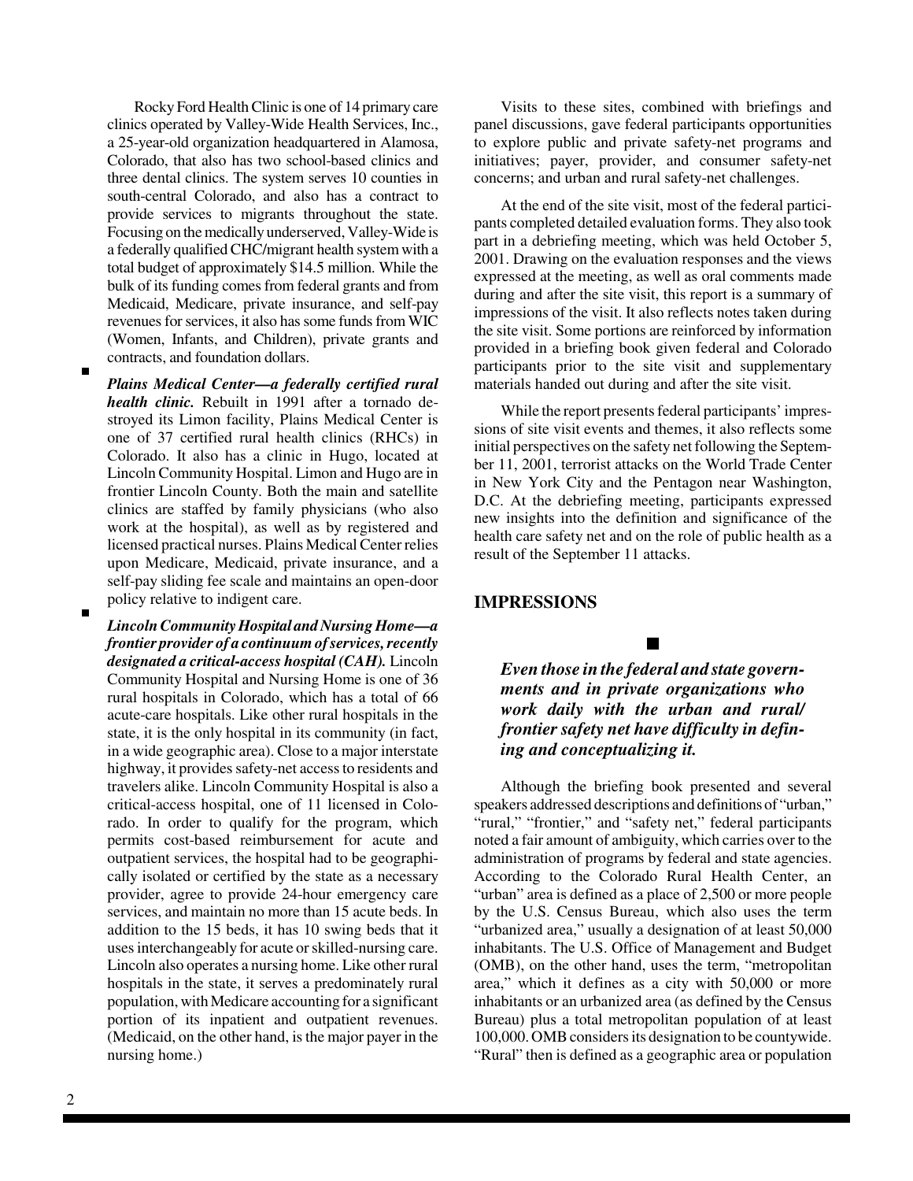Rocky Ford Health Clinic is one of 14 primary care clinics operated by Valley-Wide Health Services, Inc., a 25-year-old organization headquartered in Alamosa, Colorado, that also has two school-based clinics and three dental clinics. The system serves 10 counties in south-central Colorado, and also has a contract to provide services to migrants throughout the state. Focusing on the medically underserved, Valley-Wide is a federally qualified CHC/migrant health system with a total budget of approximately $14.5 million. While the bulk of its funding comes from federal grants and from Medicaid, Medicare, private insurance, and self-pay revenues for services, it also has some funds from WIC (Women, Infants, and Children), private grants and contracts, and foundation dollars.

- ***Plains Medical Center—a federally certified rural health clinic.*** Rebuilt in 1991 after a tornado destroyed its Limon facility, Plains Medical Center is one of 37 certified rural health clinics (RHCs) in Colorado. It also has a clinic in Hugo, located at Lincoln Community Hospital. Limon and Hugo are in frontier Lincoln County. Both the main and satellite clinics are staffed by family physicians (who also work at the hospital), as well as by registered and licensed practical nurses. Plains Medical Center relies upon Medicare, Medicaid, private insurance, and a self-pay sliding fee scale and maintains an open-door policy relative to indigent care.

- ***Lincoln Community Hospital and Nursing Home—a frontier provider of a continuum of services, recently designated a critical-access hospital (CAH).*** Lincoln Community Hospital and Nursing Home is one of 36 rural hospitals in Colorado, which has a total of 66 acute-care hospitals. Like other rural hospitals in the state, it is the only hospital in its community (in fact, in a wide geographic area). Close to a major interstate highway, it provides safety-net access to residents and travelers alike. Lincoln Community Hospital is also a critical-access hospital, one of 11 licensed in Colorado. In order to qualify for the program, which permits cost-based reimbursement for acute and outpatient services, the hospital had to be geographically isolated or certified by the state as a necessary provider, agree to provide 24-hour emergency care services, and maintain no more than 15 acute beds. In addition to the 15 beds, it has 10 swing beds that it uses interchangeably for acute or skilled-nursing care. Lincoln also operates a nursing home. Like other rural hospitals in the state, it serves a predominately rural population, with Medicare accounting for a significant portion of its inpatient and outpatient revenues. (Medicaid, on the other hand, is the major payer in the nursing home.)

Visits to these sites, combined with briefings and panel discussions, gave federal participants opportunities to explore public and private safety-net programs and initiatives; payer, provider, and consumer safety-net concerns; and urban and rural safety-net challenges.

At the end of the site visit, most of the federal participants completed detailed evaluation forms. They also took part in a debriefing meeting, which was held October 5, 2001. Drawing on the evaluation responses and the views expressed at the meeting, as well as oral comments made during and after the site visit, this report is a summary of impressions of the visit. It also reflects notes taken during the site visit. Some portions are reinforced by information provided in a briefing book given federal and Colorado participants prior to the site visit and supplementary materials handed out during and after the site visit.

While the report presents federal participants' impressions of site visit events and themes, it also reflects some initial perspectives on the safety net following the September 11, 2001, terrorist attacks on the World Trade Center in New York City and the Pentagon near Washington, D.C. At the debriefing meeting, participants expressed new insights into the definition and significance of the health care safety net and on the role of public health as a result of the September 11 attacks.

## IMPRESSIONS

### *Even those in the federal and state governments and in private organizations who work daily with the urban and rural/frontier safety net have difficulty in defining and conceptualizing it.*

Although the briefing book presented and several speakers addressed descriptions and definitions of "urban," "rural," "frontier," and "safety net," federal participants noted a fair amount of ambiguity, which carries over to the administration of programs by federal and state agencies. According to the Colorado Rural Health Center, an "urban" area is defined as a place of 2,500 or more people by the U.S. Census Bureau, which also uses the term "urbanized area," usually a designation of at least 50,000 inhabitants. The U.S. Office of Management and Budget (OMB), on the other hand, uses the term, "metropolitan area," which it defines as a city with 50,000 or more inhabitants or an urbanized area (as defined by the Census Bureau) plus a total metropolitan population of at least 100,000. OMB considers its designation to be countywide. "Rural" then is defined as a geographic area or population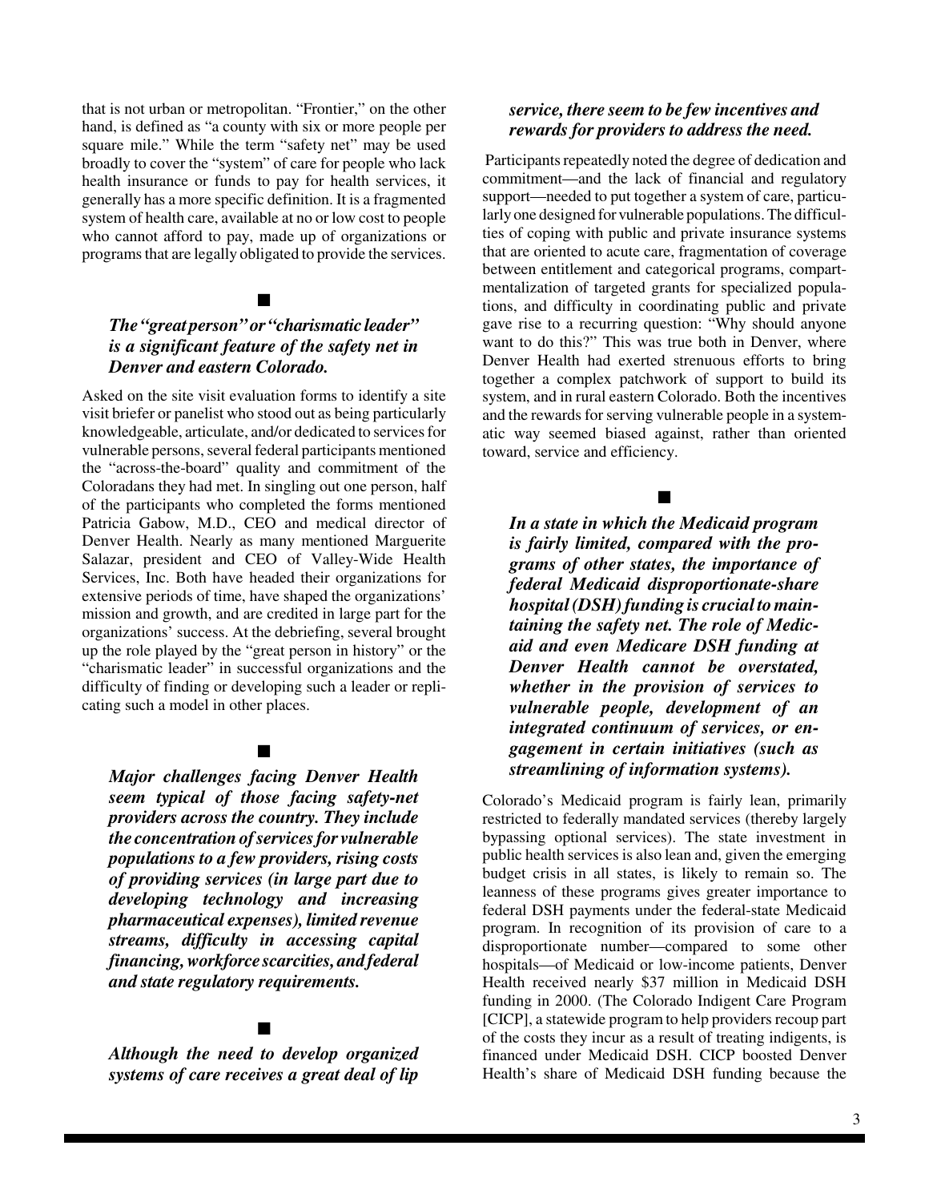that is not urban or metropolitan. "Frontier," on the other hand, is defined as "a county with six or more people per square mile." While the term "safety net" may be used broadly to cover the "system" of care for people who lack health insurance or funds to pay for health services, it generally has a more specific definition. It is a fragmented system of health care, available at no or low cost to people who cannot afford to pay, made up of organizations or programs that are legally obligated to provide the services.

■

***The "great person" or "charismatic leader" is a significant feature of the safety net in Denver and eastern Colorado.***

Asked on the site visit evaluation forms to identify a site visit briefer or panelist who stood out as being particularly knowledgeable, articulate, and/or dedicated to services for vulnerable persons, several federal participants mentioned the "across-the-board" quality and commitment of the Coloradans they had met. In singling out one person, half of the participants who completed the forms mentioned Patricia Gabow, M.D., CEO and medical director of Denver Health. Nearly as many mentioned Marguerite Salazar, president and CEO of Valley-Wide Health Services, Inc. Both have headed their organizations for extensive periods of time, have shaped the organizations' mission and growth, and are credited in large part for the organizations' success. At the debriefing, several brought up the role played by the "great person in history" or the "charismatic leader" in successful organizations and the difficulty of finding or developing such a leader or replicating such a model in other places.

■

***Major challenges facing Denver Health seem typical of those facing safety-net providers across the country. They include the concentration of services for vulnerable populations to a few providers, rising costs of providing services (in large part due to developing technology and increasing pharmaceutical expenses), limited revenue streams, difficulty in accessing capital financing, workforce scarcities, and federal and state regulatory requirements.***

■

***Although the need to develop organized systems of care receives a great deal of lip service, there seem to be few incentives and rewards for providers to address the need.***

Participants repeatedly noted the degree of dedication and commitment—and the lack of financial and regulatory support—needed to put together a system of care, particularly one designed for vulnerable populations. The difficulties of coping with public and private insurance systems that are oriented to acute care, fragmentation of coverage between entitlement and categorical programs, compartmentalization of targeted grants for specialized populations, and difficulty in coordinating public and private gave rise to a recurring question: "Why should anyone want to do this?" This was true both in Denver, where Denver Health had exerted strenuous efforts to bring together a complex patchwork of support to build its system, and in rural eastern Colorado. Both the incentives and the rewards for serving vulnerable people in a systematic way seemed biased against, rather than oriented toward, service and efficiency.

■

***In a state in which the Medicaid program is fairly limited, compared with the programs of other states, the importance of federal Medicaid disproportionate-share hospital (DSH) funding is crucial to maintaining the safety net. The role of Medicaid and even Medicare DSH funding at Denver Health cannot be overstated, whether in the provision of services to vulnerable people, development of an integrated continuum of services, or engagement in certain initiatives (such as streamlining of information systems).***

Colorado's Medicaid program is fairly lean, primarily restricted to federally mandated services (thereby largely bypassing optional services). The state investment in public health services is also lean and, given the emerging budget crisis in all states, is likely to remain so. The leanness of these programs gives greater importance to federal DSH payments under the federal-state Medicaid program. In recognition of its provision of care to a disproportionate number—compared to some other hospitals—of Medicaid or low-income patients, Denver Health received nearly $37 million in Medicaid DSH funding in 2000. (The Colorado Indigent Care Program [CICP], a statewide program to help providers recoup part of the costs they incur as a result of treating indigents, is financed under Medicaid DSH. CICP boosted Denver Health's share of Medicaid DSH funding because the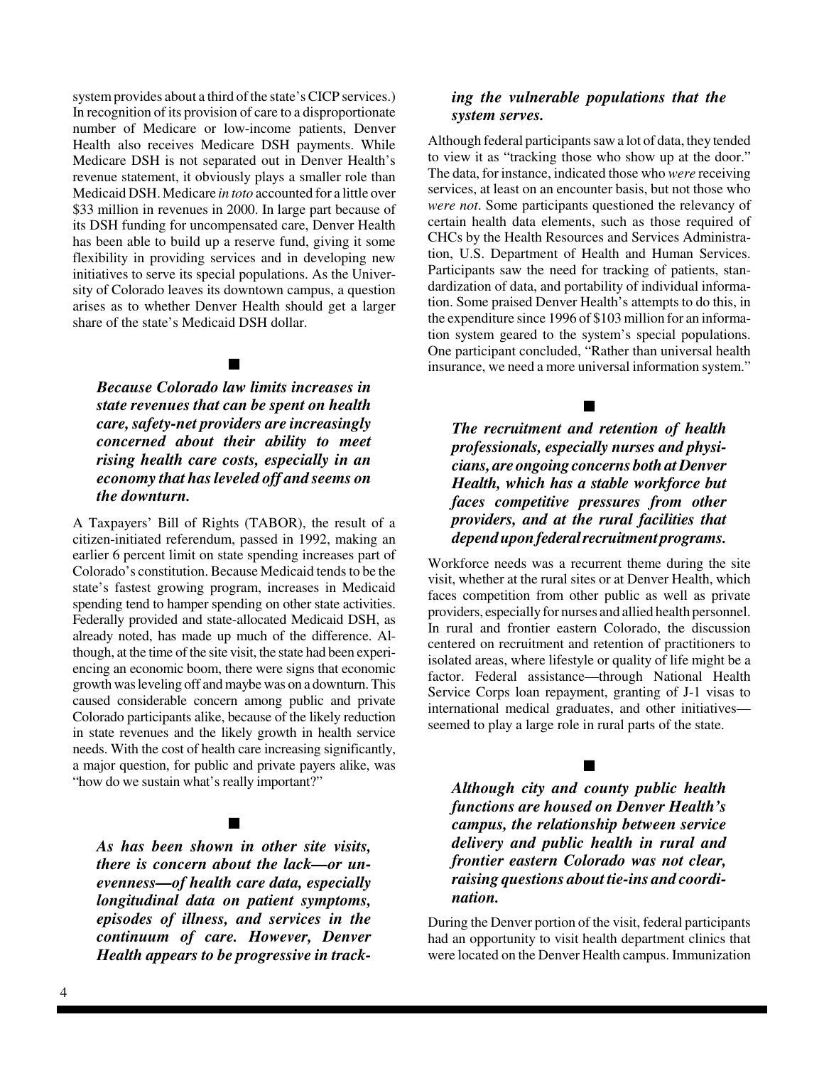system provides about a third of the state's CICP services.) In recognition of its provision of care to a disproportionate number of Medicare or low-income patients, Denver Health also receives Medicare DSH payments. While Medicare DSH is not separated out in Denver Health's revenue statement, it obviously plays a smaller role than Medicaid DSH. Medicare *in toto* accounted for a little over $33 million in revenues in 2000. In large part because of its DSH funding for uncompensated care, Denver Health has been able to build up a reserve fund, giving it some flexibility in providing services and in developing new initiatives to serve its special populations. As the University of Colorado leaves its downtown campus, a question arises as to whether Denver Health should get a larger share of the state's Medicaid DSH dollar.

■

***Because Colorado law limits increases in state revenues that can be spent on health care, safety-net providers are increasingly concerned about their ability to meet rising health care costs, especially in an economy that has leveled off and seems on the downturn.***

A Taxpayers' Bill of Rights (TABOR), the result of a citizen-initiated referendum, passed in 1992, making an earlier 6 percent limit on state spending increases part of Colorado's constitution. Because Medicaid tends to be the state's fastest growing program, increases in Medicaid spending tend to hamper spending on other state activities. Federally provided and state-allocated Medicaid DSH, as already noted, has made up much of the difference. Although, at the time of the site visit, the state had been experiencing an economic boom, there were signs that economic growth was leveling off and maybe was on a downturn. This caused considerable concern among public and private Colorado participants alike, because of the likely reduction in state revenues and the likely growth in health service needs. With the cost of health care increasing significantly, a major question, for public and private payers alike, was "how do we sustain what's really important?"

■

***As has been shown in other site visits, there is concern about the lack—or unevenness—of health care data, especially longitudinal data on patient symptoms, episodes of illness, and services in the continuum of care. However, Denver Health appears to be progressive in tracking the vulnerable populations that the system serves.***

Although federal participants saw a lot of data, they tended to view it as "tracking those who show up at the door." The data, for instance, indicated those who *were* receiving services, at least on an encounter basis, but not those who *were not*. Some participants questioned the relevancy of certain health data elements, such as those required of CHCs by the Health Resources and Services Administration, U.S. Department of Health and Human Services. Participants saw the need for tracking of patients, standardization of data, and portability of individual information. Some praised Denver Health's attempts to do this, in the expenditure since 1996 of $103 million for an information system geared to the system's special populations. One participant concluded, "Rather than universal health insurance, we need a more universal information system."

■

***The recruitment and retention of health professionals, especially nurses and physicians, are ongoing concerns both at Denver Health, which has a stable workforce but faces competitive pressures from other providers, and at the rural facilities that depend upon federal recruitment programs.***

Workforce needs was a recurrent theme during the site visit, whether at the rural sites or at Denver Health, which faces competition from other public as well as private providers, especially for nurses and allied health personnel. In rural and frontier eastern Colorado, the discussion centered on recruitment and retention of practitioners to isolated areas, where lifestyle or quality of life might be a factor. Federal assistance—through National Health Service Corps loan repayment, granting of J-1 visas to international medical graduates, and other initiatives—seemed to play a large role in rural parts of the state.

■

***Although city and county public health functions are housed on Denver Health's campus, the relationship between service delivery and public health in rural and frontier eastern Colorado was not clear, raising questions about tie-ins and coordination.***

During the Denver portion of the visit, federal participants had an opportunity to visit health department clinics that were located on the Denver Health campus. Immunization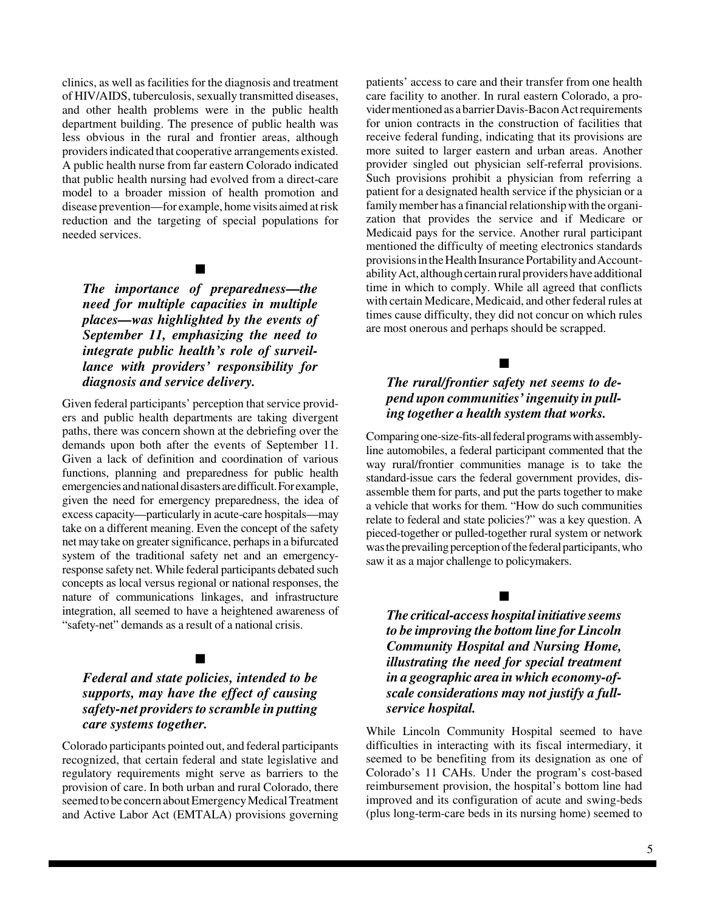clinics, as well as facilities for the diagnosis and treatment of HIV/AIDS, tuberculosis, sexually transmitted diseases, and other health problems were in the public health department building. The presence of public health was less obvious in the rural and frontier areas, although providers indicated that cooperative arrangements existed. A public health nurse from far eastern Colorado indicated that public health nursing had evolved from a direct-care model to a broader mission of health promotion and disease prevention—for example, home visits aimed at risk reduction and the targeting of special populations for needed services.

■

***The importance of preparedness—the need for multiple capacities in multiple places—was highlighted by the events of September 11, emphasizing the need to integrate public health's role of surveillance with providers' responsibility for diagnosis and service delivery.***

Given federal participants' perception that service providers and public health departments are taking divergent paths, there was concern shown at the debriefing over the demands upon both after the events of September 11. Given a lack of definition and coordination of various functions, planning and preparedness for public health emergencies and national disasters are difficult. For example, given the need for emergency preparedness, the idea of excess capacity—particularly in acute-care hospitals—may take on a different meaning. Even the concept of the safety net may take on greater significance, perhaps in a bifurcated system of the traditional safety net and an emergency-response safety net. While federal participants debated such concepts as local versus regional or national responses, the nature of communications linkages, and infrastructure integration, all seemed to have a heightened awareness of "safety-net" demands as a result of a national crisis.

■

***Federal and state policies, intended to be supports, may have the effect of causing safety-net providers to scramble in putting care systems together.***

Colorado participants pointed out, and federal participants recognized, that certain federal and state legislative and regulatory requirements might serve as barriers to the provision of care. In both urban and rural Colorado, there seemed to be concern about Emergency Medical Treatment and Active Labor Act (EMTALA) provisions governing patients' access to care and their transfer from one health care facility to another. In rural eastern Colorado, a provider mentioned as a barrier Davis-Bacon Act requirements for union contracts in the construction of facilities that receive federal funding, indicating that its provisions are more suited to larger eastern and urban areas. Another provider singled out physician self-referral provisions. Such provisions prohibit a physician from referring a patient for a designated health service if the physician or a family member has a financial relationship with the organization that provides the service and if Medicare or Medicaid pays for the service. Another rural participant mentioned the difficulty of meeting electronics standards provisions in the Health Insurance Portability and Accountability Act, although certain rural providers have additional time in which to comply. While all agreed that conflicts with certain Medicare, Medicaid, and other federal rules at times cause difficulty, they did not concur on which rules are most onerous and perhaps should be scrapped.

■

***The rural/frontier safety net seems to depend upon communities' ingenuity in pulling together a health system that works.***

Comparing one-size-fits-all federal programs with assembly-line automobiles, a federal participant commented that the way rural/frontier communities manage is to take the standard-issue cars the federal government provides, disassemble them for parts, and put the parts together to make a vehicle that works for them. "How do such communities relate to federal and state policies?" was a key question. A pieced-together or pulled-together rural system or network was the prevailing perception of the federal participants, who saw it as a major challenge to policymakers.

■

***The critical-access hospital initiative seems to be improving the bottom line for Lincoln Community Hospital and Nursing Home, illustrating the need for special treatment in a geographic area in which economy-of-scale considerations may not justify a full-service hospital.***

While Lincoln Community Hospital seemed to have difficulties in interacting with its fiscal intermediary, it seemed to be benefiting from its designation as one of Colorado's 11 CAHs. Under the program's cost-based reimbursement provision, the hospital's bottom line had improved and its configuration of acute and swing-beds (plus long-term-care beds in its nursing home) seemed to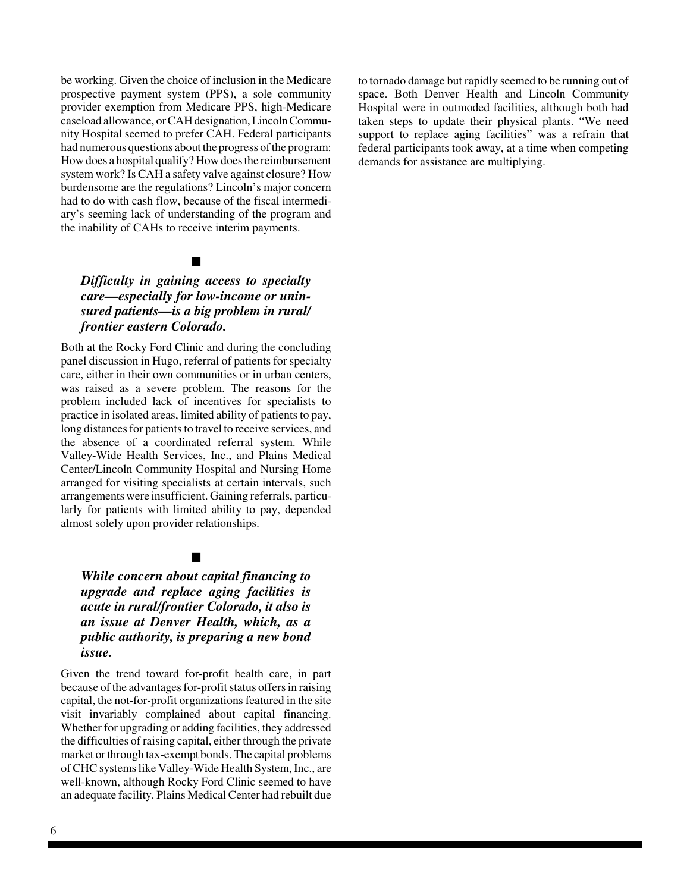be working. Given the choice of inclusion in the Medicare prospective payment system (PPS), a sole community provider exemption from Medicare PPS, high-Medicare caseload allowance, or CAH designation, Lincoln Community Hospital seemed to prefer CAH. Federal participants had numerous questions about the progress of the program: How does a hospital qualify? How does the reimbursement system work? Is CAH a safety valve against closure? How burdensome are the regulations? Lincoln's major concern had to do with cash flow, because of the fiscal intermediary's seeming lack of understanding of the program and the inability of CAHs to receive interim payments.

■

***Difficulty in gaining access to specialty care—especially for low-income or uninsured patients—is a big problem in rural/frontier eastern Colorado.***

Both at the Rocky Ford Clinic and during the concluding panel discussion in Hugo, referral of patients for specialty care, either in their own communities or in urban centers, was raised as a severe problem. The reasons for the problem included lack of incentives for specialists to practice in isolated areas, limited ability of patients to pay, long distances for patients to travel to receive services, and the absence of a coordinated referral system. While Valley-Wide Health Services, Inc., and Plains Medical Center/Lincoln Community Hospital and Nursing Home arranged for visiting specialists at certain intervals, such arrangements were insufficient. Gaining referrals, particularly for patients with limited ability to pay, depended almost solely upon provider relationships.

■

***While concern about capital financing to upgrade and replace aging facilities is acute in rural/frontier Colorado, it also is an issue at Denver Health, which, as a public authority, is preparing a new bond issue.***

Given the trend toward for-profit health care, in part because of the advantages for-profit status offers in raising capital, the not-for-profit organizations featured in the site visit invariably complained about capital financing. Whether for upgrading or adding facilities, they addressed the difficulties of raising capital, either through the private market or through tax-exempt bonds. The capital problems of CHC systems like Valley-Wide Health System, Inc., are well-known, although Rocky Ford Clinic seemed to have an adequate facility. Plains Medical Center had rebuilt due to tornado damage but rapidly seemed to be running out of space. Both Denver Health and Lincoln Community Hospital were in outmoded facilities, although both had taken steps to update their physical plants. "We need support to replace aging facilities" was a refrain that federal participants took away, at a time when competing demands for assistance are multiplying.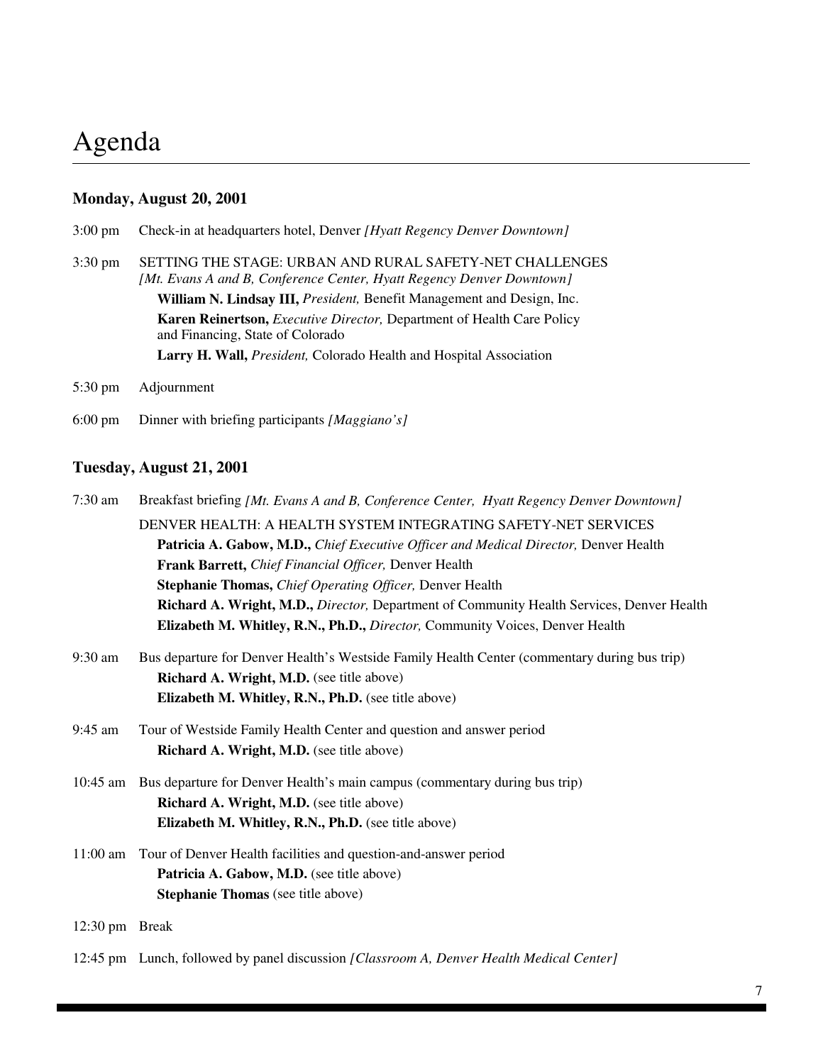# Agenda

### Monday, August 20, 2001

3:00 pm Check-in at headquarters hotel, Denver *[Hyatt Regency Denver Downtown]*

3:30 pm SETTING THE STAGE: URBAN AND RURAL SAFETY-NET CHALLENGES
*[Mt. Evans A and B, Conference Center, Hyatt Regency Denver Downtown]*
**William N. Lindsay III,** *President,* Benefit Management and Design, Inc.
**Karen Reinertson,** *Executive Director,* Department of Health Care Policy and Financing, State of Colorado
**Larry H. Wall,** *President,* Colorado Health and Hospital Association

5:30 pm Adjournment

6:00 pm Dinner with briefing participants *[Maggiano's]*

### Tuesday, August 21, 2001

7:30 am Breakfast briefing *[Mt. Evans A and B, Conference Center, Hyatt Regency Denver Downtown]*
DENVER HEALTH: A HEALTH SYSTEM INTEGRATING SAFETY-NET SERVICES
**Patricia A. Gabow, M.D.,** *Chief Executive Officer and Medical Director,* Denver Health
**Frank Barrett,** *Chief Financial Officer,* Denver Health
**Stephanie Thomas,** *Chief Operating Officer,* Denver Health
**Richard A. Wright, M.D.,** *Director,* Department of Community Health Services, Denver Health
**Elizabeth M. Whitley, R.N., Ph.D.,** *Director,* Community Voices, Denver Health

9:30 am Bus departure for Denver Health's Westside Family Health Center (commentary during bus trip)
**Richard A. Wright, M.D.** (see title above)
**Elizabeth M. Whitley, R.N., Ph.D.** (see title above)

9:45 am Tour of Westside Family Health Center and question and answer period
**Richard A. Wright, M.D.** (see title above)

10:45 am Bus departure for Denver Health's main campus (commentary during bus trip)
**Richard A. Wright, M.D.** (see title above)
**Elizabeth M. Whitley, R.N., Ph.D.** (see title above)

11:00 am Tour of Denver Health facilities and question-and-answer period
**Patricia A. Gabow, M.D.** (see title above)
**Stephanie Thomas** (see title above)

12:30 pm Break

12:45 pm Lunch, followed by panel discussion *[Classroom A, Denver Health Medical Center]*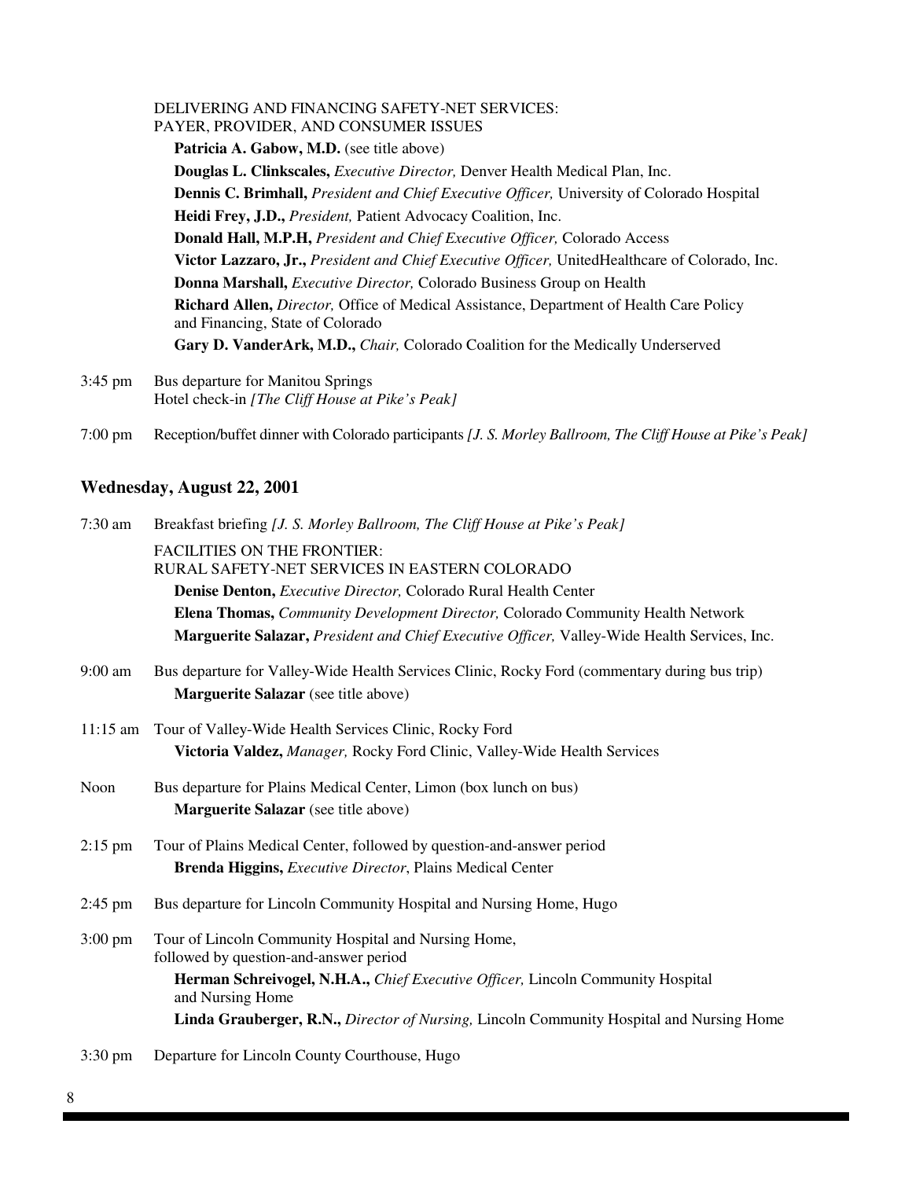DELIVERING AND FINANCING SAFETY-NET SERVICES:
PAYER, PROVIDER, AND CONSUMER ISSUES

**Patricia A. Gabow, M.D.** (see title above)

**Douglas L. Clinkscales,** *Executive Director,* Denver Health Medical Plan, Inc.

**Dennis C. Brimhall,** *President and Chief Executive Officer,* University of Colorado Hospital

**Heidi Frey, J.D.,** *President,* Patient Advocacy Coalition, Inc.

**Donald Hall, M.P.H,** *President and Chief Executive Officer,* Colorado Access

**Victor Lazzaro, Jr.,** *President and Chief Executive Officer,* UnitedHealthcare of Colorado, Inc.

**Donna Marshall,** *Executive Director,* Colorado Business Group on Health

**Richard Allen,** *Director,* Office of Medical Assistance, Department of Health Care Policy and Financing, State of Colorado

**Gary D. VanderArk, M.D.,** *Chair,* Colorado Coalition for the Medically Underserved

3:45 pm — Bus departure for Manitou Springs
Hotel check-in *[The Cliff House at Pike's Peak]*

7:00 pm — Reception/buffet dinner with Colorado participants *[J. S. Morley Ballroom, The Cliff House at Pike's Peak]*

## Wednesday, August 22, 2001

7:30 am — Breakfast briefing *[J. S. Morley Ballroom, The Cliff House at Pike's Peak]*

FACILITIES ON THE FRONTIER:
RURAL SAFETY-NET SERVICES IN EASTERN COLORADO

**Denise Denton,** *Executive Director,* Colorado Rural Health Center

**Elena Thomas,** *Community Development Director,* Colorado Community Health Network

**Marguerite Salazar,** *President and Chief Executive Officer,* Valley-Wide Health Services, Inc.

9:00 am — Bus departure for Valley-Wide Health Services Clinic, Rocky Ford (commentary during bus trip)

**Marguerite Salazar** (see title above)

11:15 am — Tour of Valley-Wide Health Services Clinic, Rocky Ford

**Victoria Valdez,** *Manager,* Rocky Ford Clinic, Valley-Wide Health Services

Noon — Bus departure for Plains Medical Center, Limon (box lunch on bus)

**Marguerite Salazar** (see title above)

2:15 pm — Tour of Plains Medical Center, followed by question-and-answer period

**Brenda Higgins,** *Executive Director*, Plains Medical Center

2:45 pm — Bus departure for Lincoln Community Hospital and Nursing Home, Hugo

3:00 pm — Tour of Lincoln Community Hospital and Nursing Home, followed by question-and-answer period

**Herman Schreivogel, N.H.A.,** *Chief Executive Officer,* Lincoln Community Hospital and Nursing Home

**Linda Grauberger, R.N.,** *Director of Nursing,* Lincoln Community Hospital and Nursing Home

3:30 pm — Departure for Lincoln County Courthouse, Hugo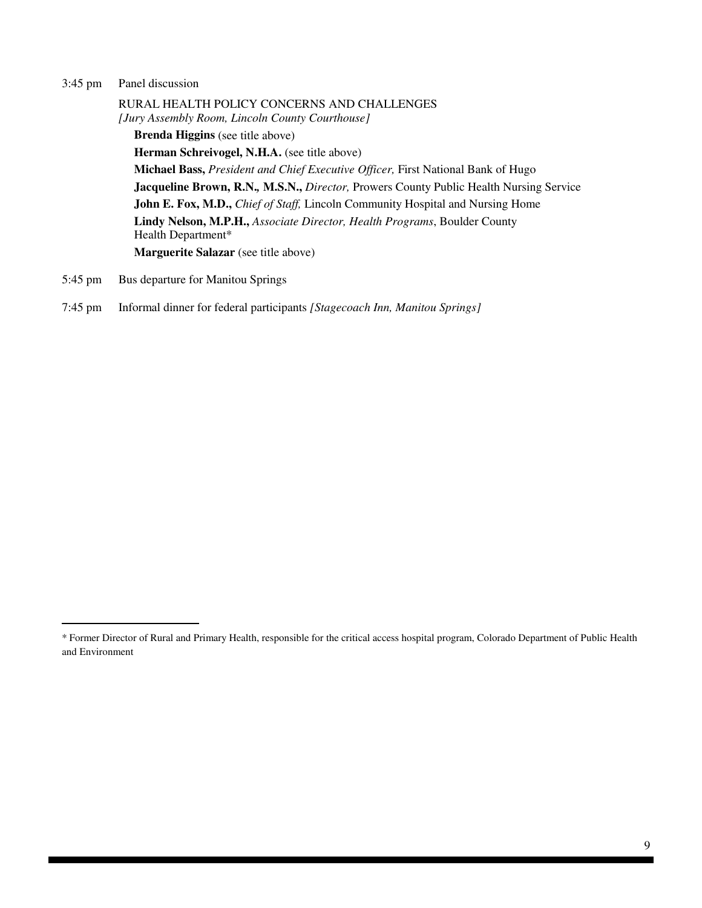3:45 pm Panel discussion

RURAL HEALTH POLICY CONCERNS AND CHALLENGES
*[Jury Assembly Room, Lincoln County Courthouse]*

**Brenda Higgins** (see title above)

**Herman Schreivogel, N.H.A.** (see title above)

**Michael Bass,** *President and Chief Executive Officer,* First National Bank of Hugo

**Jacqueline Brown, R.N., M.S.N.,** *Director,* Prowers County Public Health Nursing Service

**John E. Fox, M.D.,** *Chief of Staff,* Lincoln Community Hospital and Nursing Home

**Lindy Nelson, M.P.H.,** *Associate Director, Health Programs*, Boulder County Health Department*

**Marguerite Salazar** (see title above)

5:45 pm Bus departure for Manitou Springs

7:45 pm Informal dinner for federal participants *[Stagecoach Inn, Manitou Springs]*

---

* Former Director of Rural and Primary Health, responsible for the critical access hospital program, Colorado Department of Public Health and Environment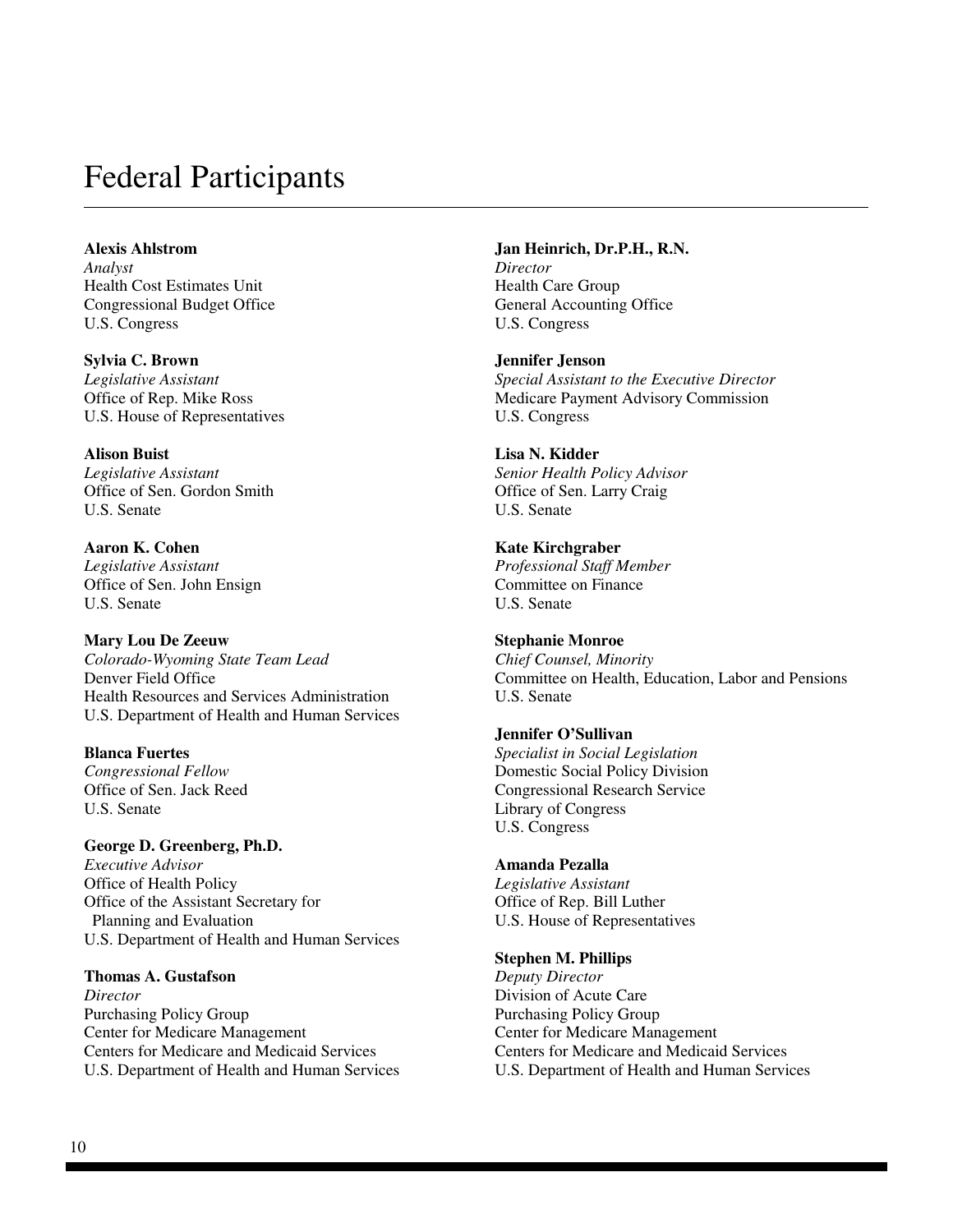# Federal Participants

**Alexis Ahlstrom**
*Analyst*
Health Cost Estimates Unit
Congressional Budget Office
U.S. Congress

**Sylvia C. Brown**
*Legislative Assistant*
Office of Rep. Mike Ross
U.S. House of Representatives

**Alison Buist**
*Legislative Assistant*
Office of Sen. Gordon Smith
U.S. Senate

**Aaron K. Cohen**
*Legislative Assistant*
Office of Sen. John Ensign
U.S. Senate

**Mary Lou De Zeeuw**
*Colorado-Wyoming State Team Lead*
Denver Field Office
Health Resources and Services Administration
U.S. Department of Health and Human Services

**Blanca Fuertes**
*Congressional Fellow*
Office of Sen. Jack Reed
U.S. Senate

**George D. Greenberg, Ph.D.**
*Executive Advisor*
Office of Health Policy
Office of the Assistant Secretary for Planning and Evaluation
U.S. Department of Health and Human Services

**Thomas A. Gustafson**
*Director*
Purchasing Policy Group
Center for Medicare Management
Centers for Medicare and Medicaid Services
U.S. Department of Health and Human Services

**Jan Heinrich, Dr.P.H., R.N.**
*Director*
Health Care Group
General Accounting Office
U.S. Congress

**Jennifer Jenson**
*Special Assistant to the Executive Director*
Medicare Payment Advisory Commission
U.S. Congress

**Lisa N. Kidder**
*Senior Health Policy Advisor*
Office of Sen. Larry Craig
U.S. Senate

**Kate Kirchgraber**
*Professional Staff Member*
Committee on Finance
U.S. Senate

**Stephanie Monroe**
*Chief Counsel, Minority*
Committee on Health, Education, Labor and Pensions
U.S. Senate

**Jennifer O'Sullivan**
*Specialist in Social Legislation*
Domestic Social Policy Division
Congressional Research Service
Library of Congress
U.S. Congress

**Amanda Pezalla**
*Legislative Assistant*
Office of Rep. Bill Luther
U.S. House of Representatives

**Stephen M. Phillips**
*Deputy Director*
Division of Acute Care
Purchasing Policy Group
Center for Medicare Management
Centers for Medicare and Medicaid Services
U.S. Department of Health and Human Services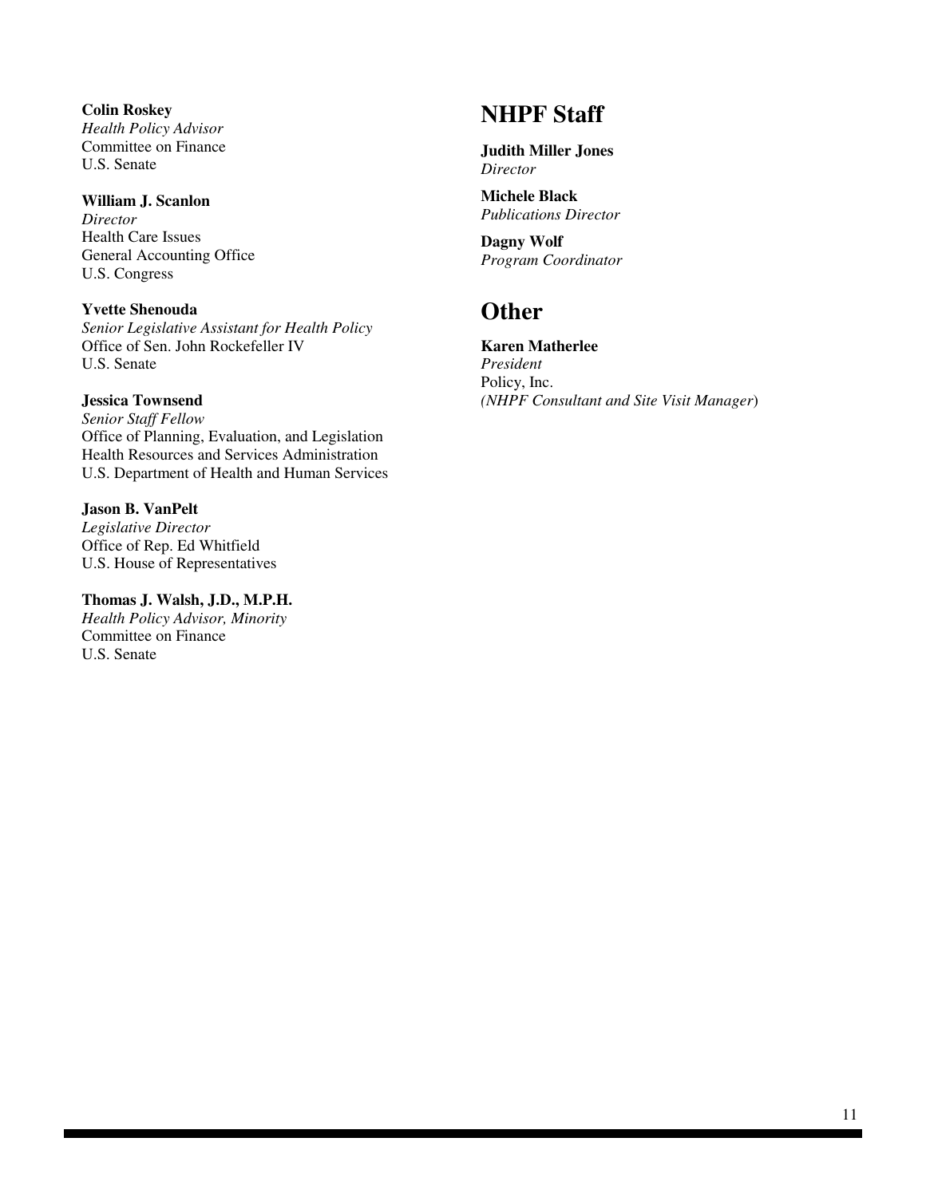**Colin Roskey**
*Health Policy Advisor*
Committee on Finance
U.S. Senate

**William J. Scanlon**
*Director*
Health Care Issues
General Accounting Office
U.S. Congress

**Yvette Shenouda**
*Senior Legislative Assistant for Health Policy*
Office of Sen. John Rockefeller IV
U.S. Senate

**Jessica Townsend**
*Senior Staff Fellow*
Office of Planning, Evaluation, and Legislation
Health Resources and Services Administration
U.S. Department of Health and Human Services

**Jason B. VanPelt**
*Legislative Director*
Office of Rep. Ed Whitfield
U.S. House of Representatives

**Thomas J. Walsh, J.D., M.P.H.**
*Health Policy Advisor, Minority*
Committee on Finance
U.S. Senate

## NHPF Staff

**Judith Miller Jones**
*Director*

**Michele Black**
*Publications Director*

**Dagny Wolf**
*Program Coordinator*

## Other

**Karen Matherlee**
*President*
Policy, Inc.
*(NHPF Consultant and Site Visit Manager)*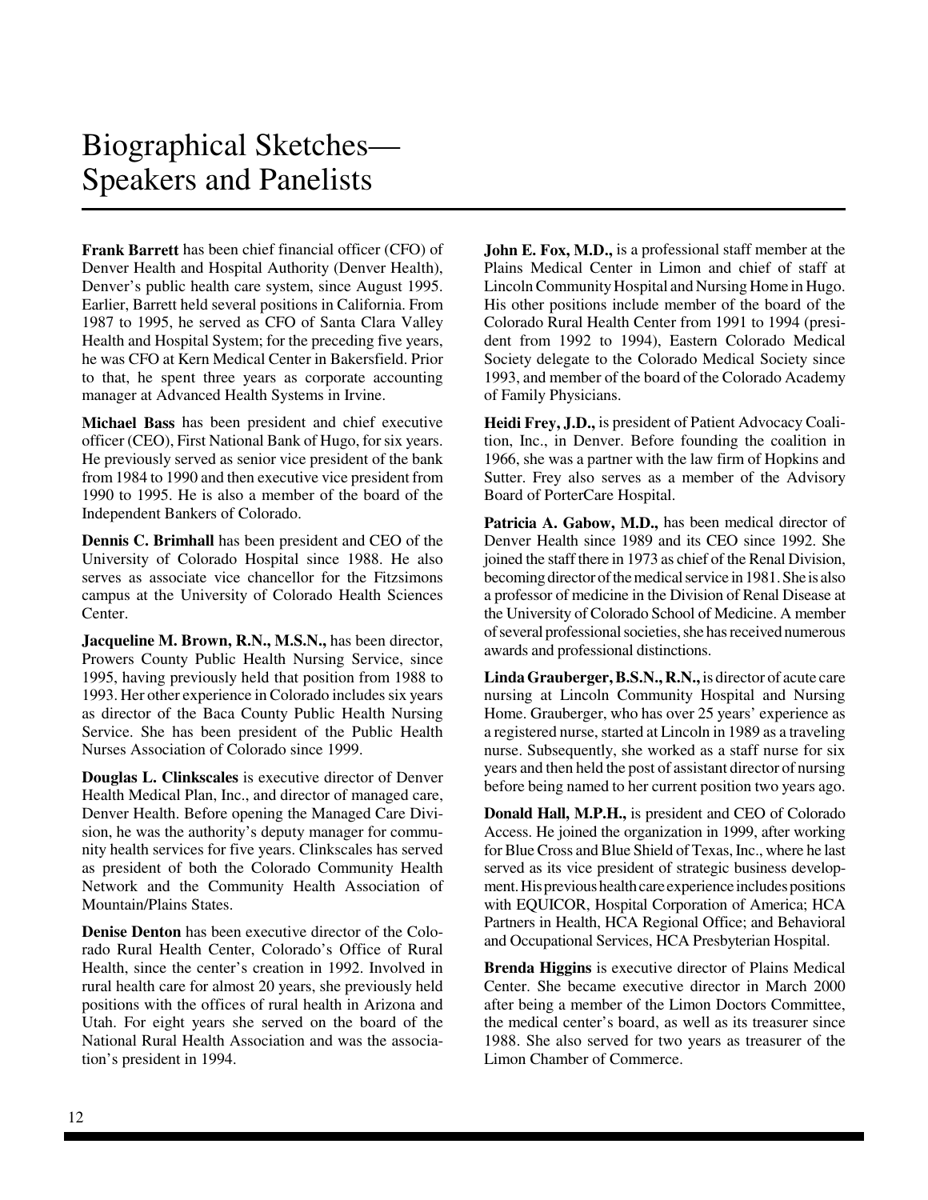# Biographical Sketches—Speakers and Panelists

**Frank Barrett** has been chief financial officer (CFO) of Denver Health and Hospital Authority (Denver Health), Denver's public health care system, since August 1995. Earlier, Barrett held several positions in California. From 1987 to 1995, he served as CFO of Santa Clara Valley Health and Hospital System; for the preceding five years, he was CFO at Kern Medical Center in Bakersfield. Prior to that, he spent three years as corporate accounting manager at Advanced Health Systems in Irvine.

**Michael Bass** has been president and chief executive officer (CEO), First National Bank of Hugo, for six years. He previously served as senior vice president of the bank from 1984 to 1990 and then executive vice president from 1990 to 1995. He is also a member of the board of the Independent Bankers of Colorado.

**Dennis C. Brimhall** has been president and CEO of the University of Colorado Hospital since 1988. He also serves as associate vice chancellor for the Fitzsimons campus at the University of Colorado Health Sciences Center.

**Jacqueline M. Brown, R.N., M.S.N.,** has been director, Prowers County Public Health Nursing Service, since 1995, having previously held that position from 1988 to 1993. Her other experience in Colorado includes six years as director of the Baca County Public Health Nursing Service. She has been president of the Public Health Nurses Association of Colorado since 1999.

**Douglas L. Clinkscales** is executive director of Denver Health Medical Plan, Inc., and director of managed care, Denver Health. Before opening the Managed Care Division, he was the authority's deputy manager for community health services for five years. Clinkscales has served as president of both the Colorado Community Health Network and the Community Health Association of Mountain/Plains States.

**Denise Denton** has been executive director of the Colorado Rural Health Center, Colorado's Office of Rural Health, since the center's creation in 1992. Involved in rural health care for almost 20 years, she previously held positions with the offices of rural health in Arizona and Utah. For eight years she served on the board of the National Rural Health Association and was the association's president in 1994.

**John E. Fox, M.D.,** is a professional staff member at the Plains Medical Center in Limon and chief of staff at Lincoln Community Hospital and Nursing Home in Hugo. His other positions include member of the board of the Colorado Rural Health Center from 1991 to 1994 (president from 1992 to 1994), Eastern Colorado Medical Society delegate to the Colorado Medical Society since 1993, and member of the board of the Colorado Academy of Family Physicians.

**Heidi Frey, J.D.,** is president of Patient Advocacy Coalition, Inc., in Denver. Before founding the coalition in 1966, she was a partner with the law firm of Hopkins and Sutter. Frey also serves as a member of the Advisory Board of PorterCare Hospital.

**Patricia A. Gabow, M.D.,** has been medical director of Denver Health since 1989 and its CEO since 1992. She joined the staff there in 1973 as chief of the Renal Division, becoming director of the medical service in 1981. She is also a professor of medicine in the Division of Renal Disease at the University of Colorado School of Medicine. A member of several professional societies, she has received numerous awards and professional distinctions.

**Linda Grauberger, B.S.N., R.N.,** is director of acute care nursing at Lincoln Community Hospital and Nursing Home. Grauberger, who has over 25 years' experience as a registered nurse, started at Lincoln in 1989 as a traveling nurse. Subsequently, she worked as a staff nurse for six years and then held the post of assistant director of nursing before being named to her current position two years ago.

**Donald Hall, M.P.H.,** is president and CEO of Colorado Access. He joined the organization in 1999, after working for Blue Cross and Blue Shield of Texas, Inc., where he last served as its vice president of strategic business development. His previous health care experience includes positions with EQUICOR, Hospital Corporation of America; HCA Partners in Health, HCA Regional Office; and Behavioral and Occupational Services, HCA Presbyterian Hospital.

**Brenda Higgins** is executive director of Plains Medical Center. She became executive director in March 2000 after being a member of the Limon Doctors Committee, the medical center's board, as well as its treasurer since 1988. She also served for two years as treasurer of the Limon Chamber of Commerce.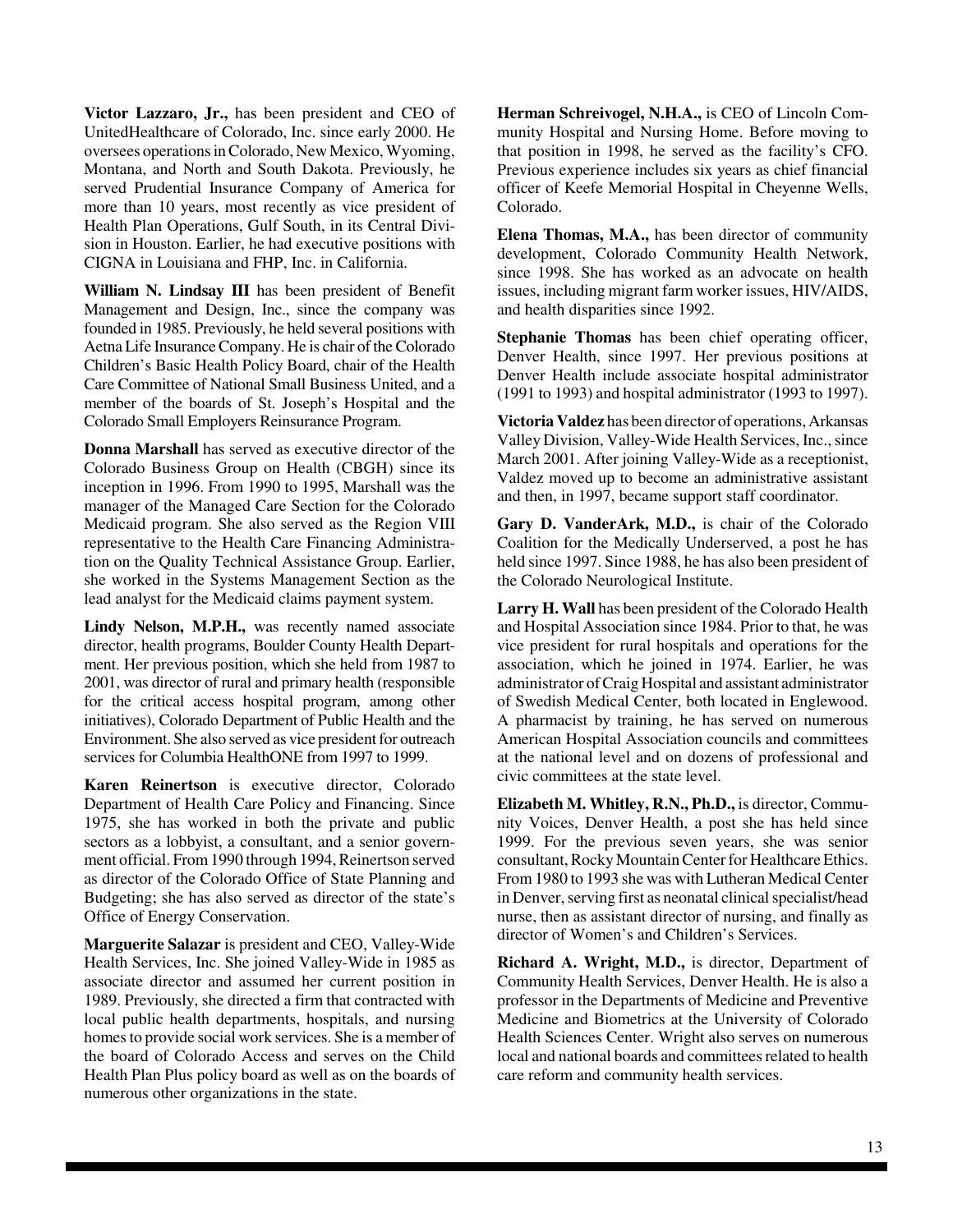**Victor Lazzaro, Jr.,** has been president and CEO of UnitedHealthcare of Colorado, Inc. since early 2000. He oversees operations in Colorado, New Mexico, Wyoming, Montana, and North and South Dakota. Previously, he served Prudential Insurance Company of America for more than 10 years, most recently as vice president of Health Plan Operations, Gulf South, in its Central Division in Houston. Earlier, he had executive positions with CIGNA in Louisiana and FHP, Inc. in California.

**William N. Lindsay III** has been president of Benefit Management and Design, Inc., since the company was founded in 1985. Previously, he held several positions with Aetna Life Insurance Company. He is chair of the Colorado Children's Basic Health Policy Board, chair of the Health Care Committee of National Small Business United, and a member of the boards of St. Joseph's Hospital and the Colorado Small Employers Reinsurance Program.

**Donna Marshall** has served as executive director of the Colorado Business Group on Health (CBGH) since its inception in 1996. From 1990 to 1995, Marshall was the manager of the Managed Care Section for the Colorado Medicaid program. She also served as the Region VIII representative to the Health Care Financing Administration on the Quality Technical Assistance Group. Earlier, she worked in the Systems Management Section as the lead analyst for the Medicaid claims payment system.

**Lindy Nelson, M.P.H.,** was recently named associate director, health programs, Boulder County Health Department. Her previous position, which she held from 1987 to 2001, was director of rural and primary health (responsible for the critical access hospital program, among other initiatives), Colorado Department of Public Health and the Environment. She also served as vice president for outreach services for Columbia HealthONE from 1997 to 1999.

**Karen Reinertson** is executive director, Colorado Department of Health Care Policy and Financing. Since 1975, she has worked in both the private and public sectors as a lobbyist, a consultant, and a senior government official. From 1990 through 1994, Reinertson served as director of the Colorado Office of State Planning and Budgeting; she has also served as director of the state's Office of Energy Conservation.

**Marguerite Salazar** is president and CEO, Valley-Wide Health Services, Inc. She joined Valley-Wide in 1985 as associate director and assumed her current position in 1989. Previously, she directed a firm that contracted with local public health departments, hospitals, and nursing homes to provide social work services. She is a member of the board of Colorado Access and serves on the Child Health Plan Plus policy board as well as on the boards of numerous other organizations in the state.

**Herman Schreivogel, N.H.A.,** is CEO of Lincoln Community Hospital and Nursing Home. Before moving to that position in 1998, he served as the facility's CFO. Previous experience includes six years as chief financial officer of Keefe Memorial Hospital in Cheyenne Wells, Colorado.

**Elena Thomas, M.A.,** has been director of community development, Colorado Community Health Network, since 1998. She has worked as an advocate on health issues, including migrant farm worker issues, HIV/AIDS, and health disparities since 1992.

**Stephanie Thomas** has been chief operating officer, Denver Health, since 1997. Her previous positions at Denver Health include associate hospital administrator (1991 to 1993) and hospital administrator (1993 to 1997).

**Victoria Valdez** has been director of operations, Arkansas Valley Division, Valley-Wide Health Services, Inc., since March 2001. After joining Valley-Wide as a receptionist, Valdez moved up to become an administrative assistant and then, in 1997, became support staff coordinator.

**Gary D. VanderArk, M.D.,** is chair of the Colorado Coalition for the Medically Underserved, a post he has held since 1997. Since 1988, he has also been president of the Colorado Neurological Institute.

**Larry H. Wall** has been president of the Colorado Health and Hospital Association since 1984. Prior to that, he was vice president for rural hospitals and operations for the association, which he joined in 1974. Earlier, he was administrator of Craig Hospital and assistant administrator of Swedish Medical Center, both located in Englewood. A pharmacist by training, he has served on numerous American Hospital Association councils and committees at the national level and on dozens of professional and civic committees at the state level.

**Elizabeth M. Whitley, R.N., Ph.D.,** is director, Community Voices, Denver Health, a post she has held since 1999. For the previous seven years, she was senior consultant, Rocky Mountain Center for Healthcare Ethics. From 1980 to 1993 she was with Lutheran Medical Center in Denver, serving first as neonatal clinical specialist/head nurse, then as assistant director of nursing, and finally as director of Women's and Children's Services.

**Richard A. Wright, M.D.,** is director, Department of Community Health Services, Denver Health. He is also a professor in the Departments of Medicine and Preventive Medicine and Biometrics at the University of Colorado Health Sciences Center. Wright also serves on numerous local and national boards and committees related to health care reform and community health services.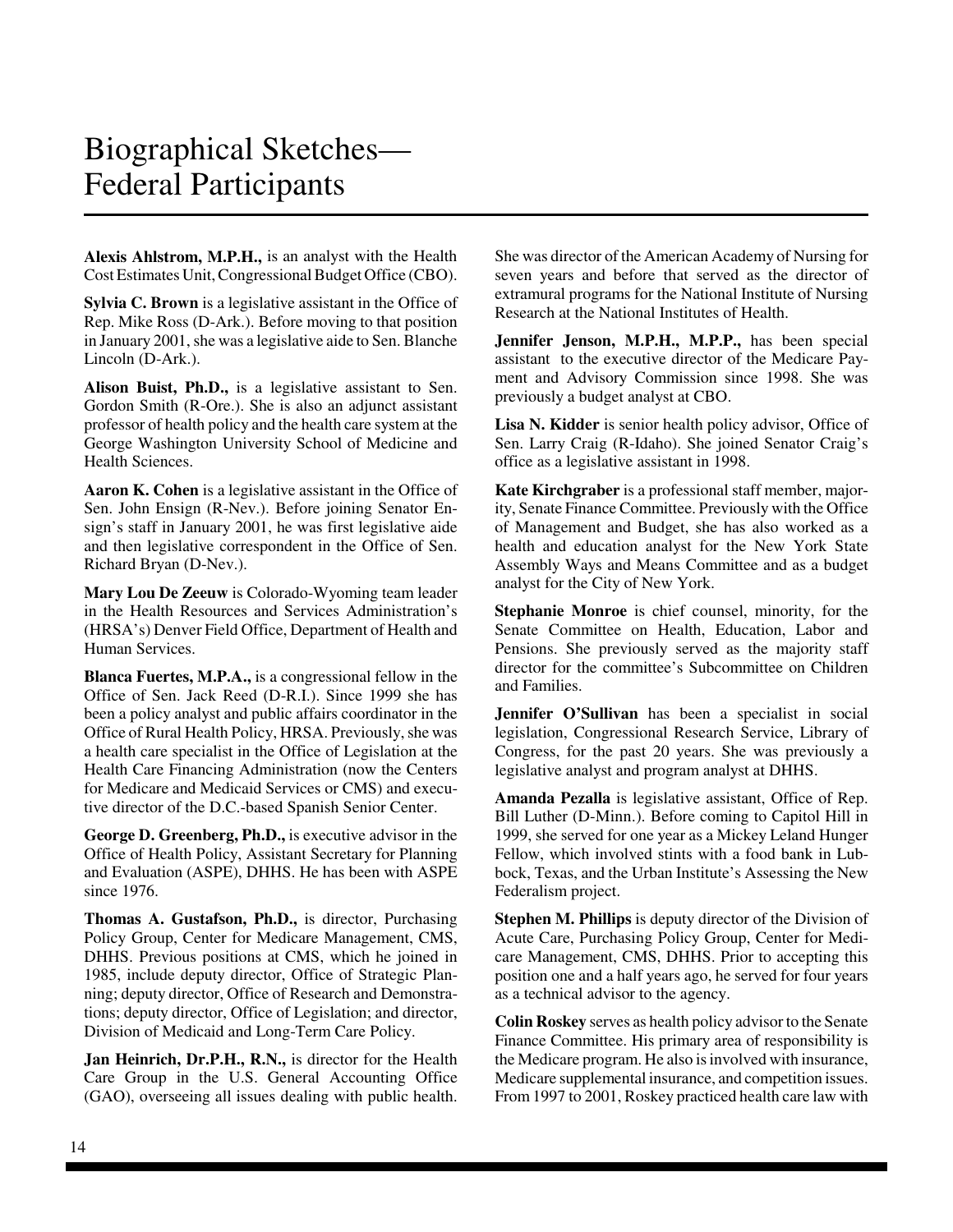# Biographical Sketches—Federal Participants

**Alexis Ahlstrom, M.P.H.,** is an analyst with the Health Cost Estimates Unit, Congressional Budget Office (CBO).

**Sylvia C. Brown** is a legislative assistant in the Office of Rep. Mike Ross (D-Ark.). Before moving to that position in January 2001, she was a legislative aide to Sen. Blanche Lincoln (D-Ark.).

**Alison Buist, Ph.D.,** is a legislative assistant to Sen. Gordon Smith (R-Ore.). She is also an adjunct assistant professor of health policy and the health care system at the George Washington University School of Medicine and Health Sciences.

**Aaron K. Cohen** is a legislative assistant in the Office of Sen. John Ensign (R-Nev.). Before joining Senator Ensign's staff in January 2001, he was first legislative aide and then legislative correspondent in the Office of Sen. Richard Bryan (D-Nev.).

**Mary Lou De Zeeuw** is Colorado-Wyoming team leader in the Health Resources and Services Administration's (HRSA's) Denver Field Office, Department of Health and Human Services.

**Blanca Fuertes, M.P.A.,** is a congressional fellow in the Office of Sen. Jack Reed (D-R.I.). Since 1999 she has been a policy analyst and public affairs coordinator in the Office of Rural Health Policy, HRSA. Previously, she was a health care specialist in the Office of Legislation at the Health Care Financing Administration (now the Centers for Medicare and Medicaid Services or CMS) and executive director of the D.C.-based Spanish Senior Center.

**George D. Greenberg, Ph.D.,** is executive advisor in the Office of Health Policy, Assistant Secretary for Planning and Evaluation (ASPE), DHHS. He has been with ASPE since 1976.

**Thomas A. Gustafson, Ph.D.,** is director, Purchasing Policy Group, Center for Medicare Management, CMS, DHHS. Previous positions at CMS, which he joined in 1985, include deputy director, Office of Strategic Planning; deputy director, Office of Research and Demonstrations; deputy director, Office of Legislation; and director, Division of Medicaid and Long-Term Care Policy.

**Jan Heinrich, Dr.P.H., R.N.,** is director for the Health Care Group in the U.S. General Accounting Office (GAO), overseeing all issues dealing with public health. She was director of the American Academy of Nursing for seven years and before that served as the director of extramural programs for the National Institute of Nursing Research at the National Institutes of Health.

**Jennifer Jenson, M.P.H., M.P.P.,** has been special assistant to the executive director of the Medicare Payment and Advisory Commission since 1998. She was previously a budget analyst at CBO.

**Lisa N. Kidder** is senior health policy advisor, Office of Sen. Larry Craig (R-Idaho). She joined Senator Craig's office as a legislative assistant in 1998.

**Kate Kirchgraber** is a professional staff member, majority, Senate Finance Committee. Previously with the Office of Management and Budget, she has also worked as a health and education analyst for the New York State Assembly Ways and Means Committee and as a budget analyst for the City of New York.

**Stephanie Monroe** is chief counsel, minority, for the Senate Committee on Health, Education, Labor and Pensions. She previously served as the majority staff director for the committee's Subcommittee on Children and Families.

**Jennifer O'Sullivan** has been a specialist in social legislation, Congressional Research Service, Library of Congress, for the past 20 years. She was previously a legislative analyst and program analyst at DHHS.

**Amanda Pezalla** is legislative assistant, Office of Rep. Bill Luther (D-Minn.). Before coming to Capitol Hill in 1999, she served for one year as a Mickey Leland Hunger Fellow, which involved stints with a food bank in Lubbock, Texas, and the Urban Institute's Assessing the New Federalism project.

**Stephen M. Phillips** is deputy director of the Division of Acute Care, Purchasing Policy Group, Center for Medicare Management, CMS, DHHS. Prior to accepting this position one and a half years ago, he served for four years as a technical advisor to the agency.

**Colin Roskey** serves as health policy advisor to the Senate Finance Committee. His primary area of responsibility is the Medicare program. He also is involved with insurance, Medicare supplemental insurance, and competition issues. From 1997 to 2001, Roskey practiced health care law with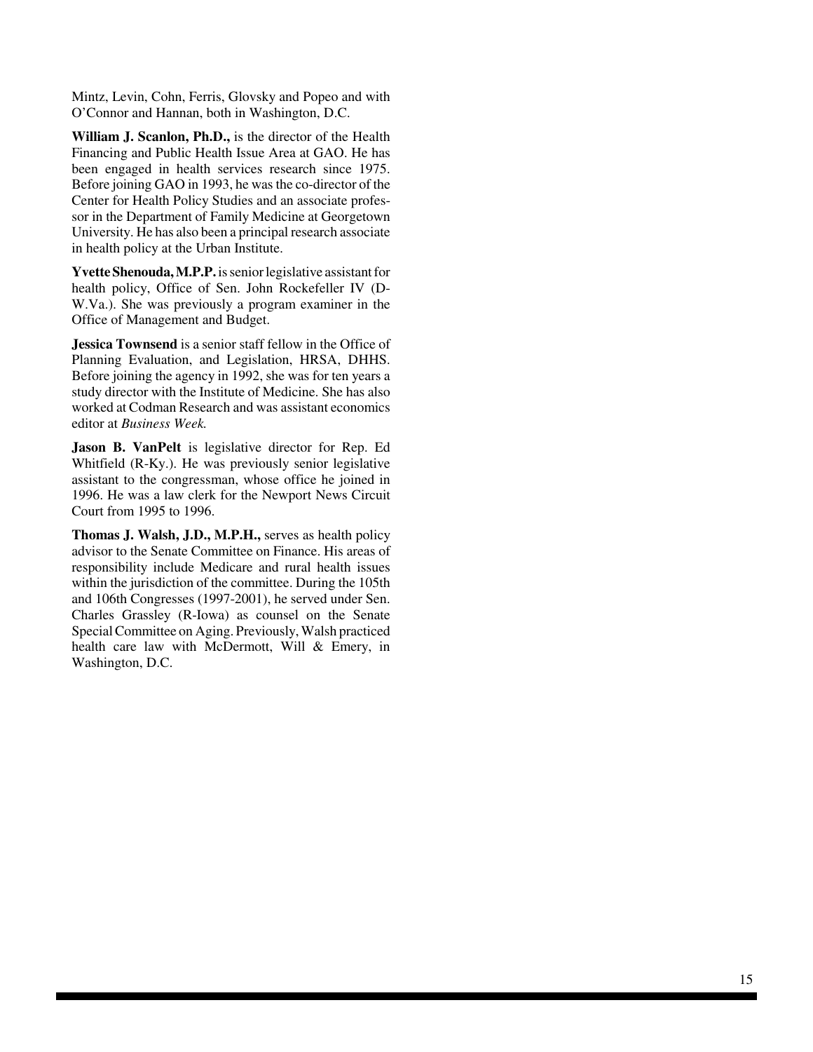Mintz, Levin, Cohn, Ferris, Glovsky and Popeo and with O'Connor and Hannan, both in Washington, D.C.

**William J. Scanlon, Ph.D.,** is the director of the Health Financing and Public Health Issue Area at GAO. He has been engaged in health services research since 1975. Before joining GAO in 1993, he was the co-director of the Center for Health Policy Studies and an associate professor in the Department of Family Medicine at Georgetown University. He has also been a principal research associate in health policy at the Urban Institute.

**Yvette Shenouda, M.P.P.** is senior legislative assistant for health policy, Office of Sen. John Rockefeller IV (D-W.Va.). She was previously a program examiner in the Office of Management and Budget.

**Jessica Townsend** is a senior staff fellow in the Office of Planning Evaluation, and Legislation, HRSA, DHHS. Before joining the agency in 1992, she was for ten years a study director with the Institute of Medicine. She has also worked at Codman Research and was assistant economics editor at *Business Week.*

**Jason B. VanPelt** is legislative director for Rep. Ed Whitfield (R-Ky.). He was previously senior legislative assistant to the congressman, whose office he joined in 1996. He was a law clerk for the Newport News Circuit Court from 1995 to 1996.

**Thomas J. Walsh, J.D., M.P.H.,** serves as health policy advisor to the Senate Committee on Finance. His areas of responsibility include Medicare and rural health issues within the jurisdiction of the committee. During the 105th and 106th Congresses (1997-2001), he served under Sen. Charles Grassley (R-Iowa) as counsel on the Senate Special Committee on Aging. Previously, Walsh practiced health care law with McDermott, Will & Emery, in Washington, D.C.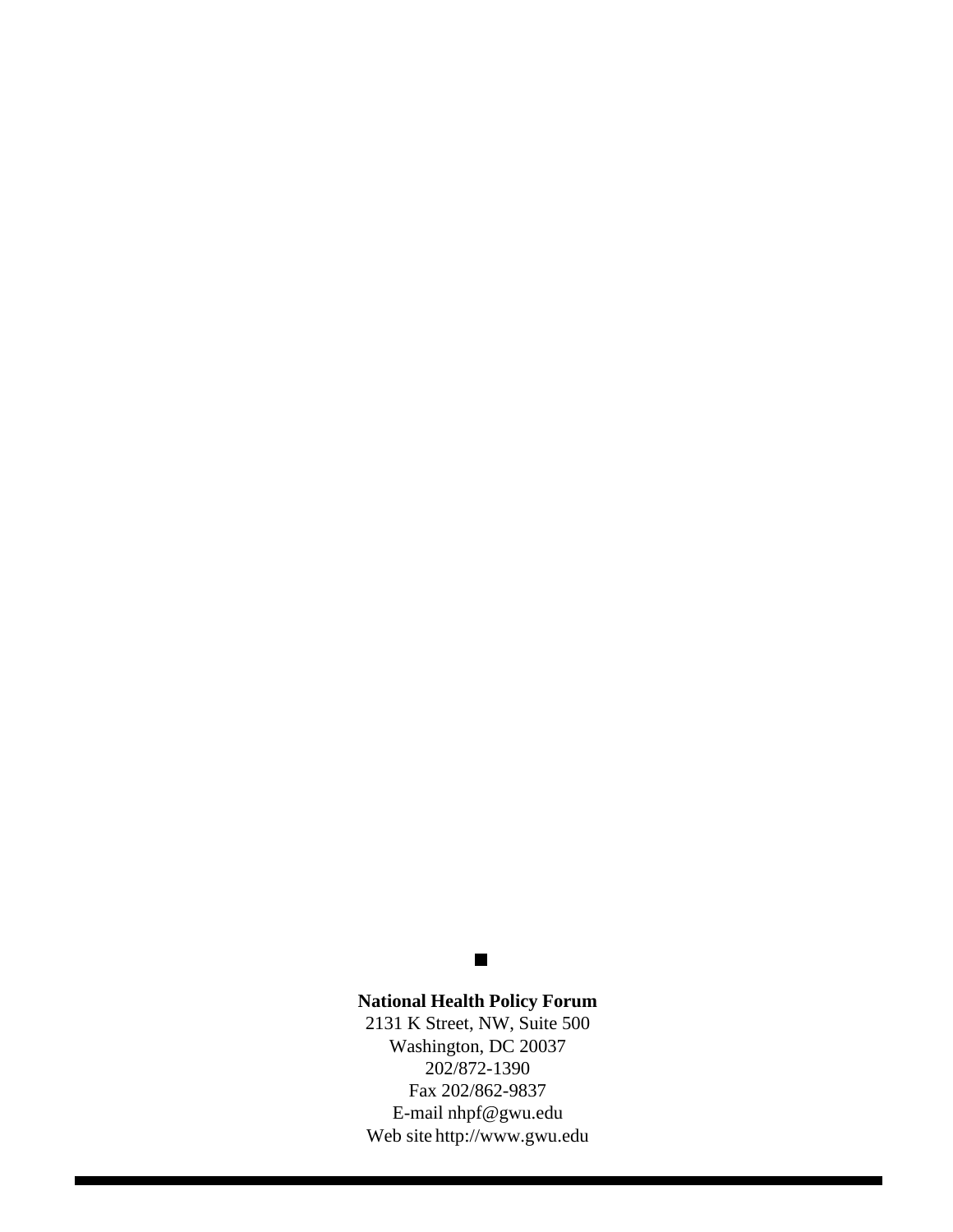■

**National Health Policy Forum**
2131 K Street, NW, Suite 500
Washington, DC 20037
202/872-1390
Fax 202/862-9837
E-mail nhpf@gwu.edu
Web site http://www.gwu.edu